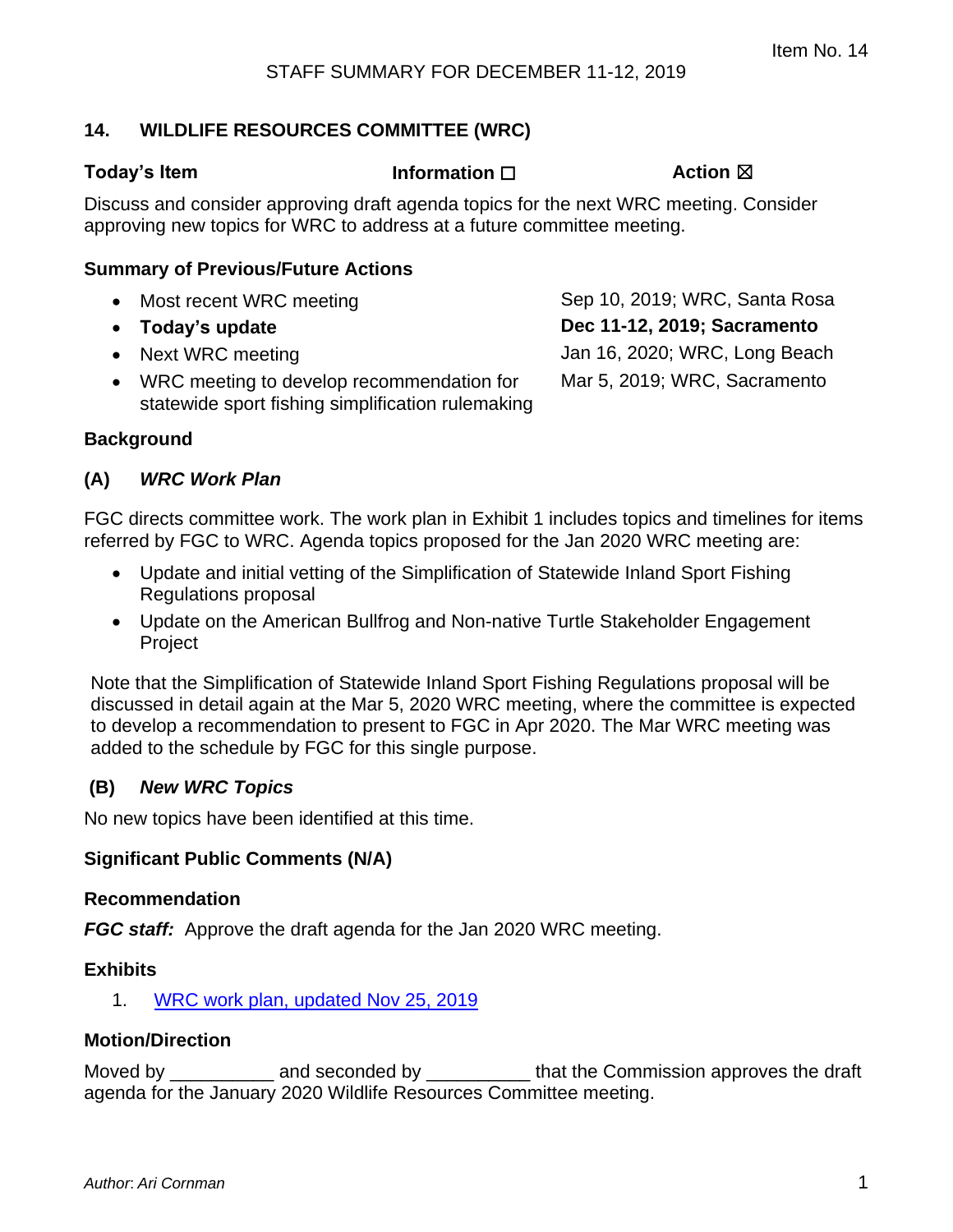Item No. 14

STAFF SUMMARY FOR DECEMBER 11-12, 2019

## 14. WILDLIFE RESOURCES COMMITTEE (WRC)

**Today's Item** **Information ☐** **Action ☒**

Discuss and consider approving draft agenda topics for the next WRC meeting. Consider approving new topics for WRC to address at a future committee meeting.

### Summary of Previous/Future Actions

| | |
|---|---|
| • Most recent WRC meeting | Sep 10, 2019; WRC, Santa Rosa |
| • **Today's update** | **Dec 11-12, 2019; Sacramento** |
| • Next WRC meeting | Jan 16, 2020; WRC, Long Beach |
| • WRC meeting to develop recommendation for statewide sport fishing simplification rulemaking | Mar 5, 2019; WRC, Sacramento |

### Background

#### (A) *WRC Work Plan*

FGC directs committee work. The work plan in Exhibit 1 includes topics and timelines for items referred by FGC to WRC. Agenda topics proposed for the Jan 2020 WRC meeting are:

- Update and initial vetting of the Simplification of Statewide Inland Sport Fishing Regulations proposal
- Update on the American Bullfrog and Non-native Turtle Stakeholder Engagement Project

Note that the Simplification of Statewide Inland Sport Fishing Regulations proposal will be discussed in detail again at the Mar 5, 2020 WRC meeting, where the committee is expected to develop a recommendation to present to FGC in Apr 2020. The Mar WRC meeting was added to the schedule by FGC for this single purpose.

#### (B) *New WRC Topics*

No new topics have been identified at this time.

### Significant Public Comments (N/A)

### Recommendation

***FGC staff:*** Approve the draft agenda for the Jan 2020 WRC meeting.

### Exhibits

1. WRC work plan, updated Nov 25, 2019

### Motion/Direction

Moved by __________ and seconded by __________ that the Commission approves the draft agenda for the January 2020 Wildlife Resources Committee meeting.

*Author: Ari Cornman*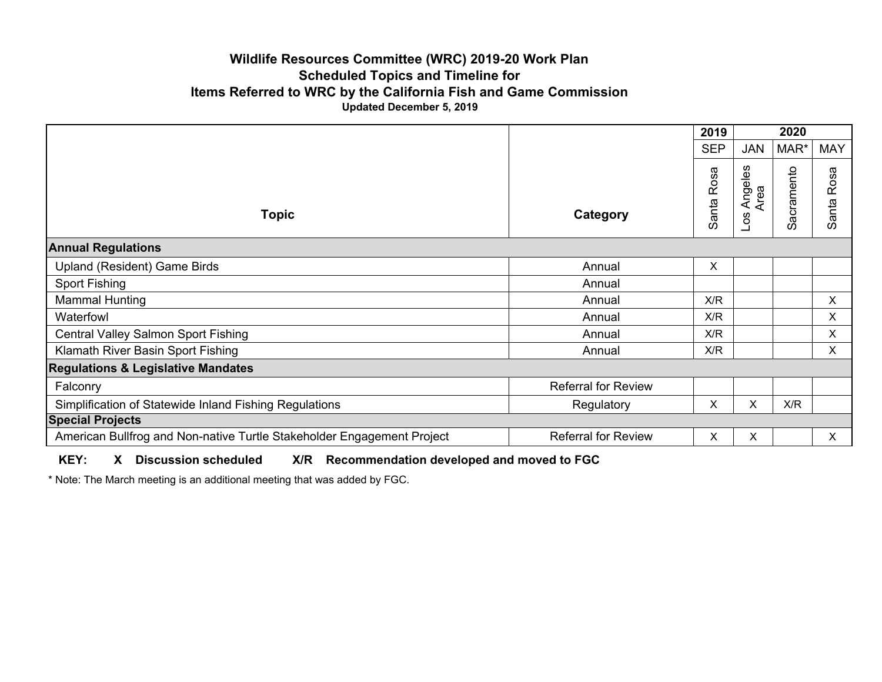**Wildlife Resources Committee (WRC) 2019-20 Work Plan**
**Scheduled Topics and Timeline for**
**Items Referred to WRC by the California Fish and Game Commission**
**Updated December 5, 2019**

| Topic | Category | 2019 | 2020 | | |
|---|---|---|---|---|---|
| | | SEP | JAN | MAR* | MAY |
| | | Santa Rosa | Los Angeles Area | Sacramento | Santa Rosa |
| **Annual Regulations** | | | | | |
| Upland (Resident) Game Birds | Annual | X | | | |
| Sport Fishing | Annual | | | | |
| Mammal Hunting | Annual | X/R | | | X |
| Waterfowl | Annual | X/R | | | X |
| Central Valley Salmon Sport Fishing | Annual | X/R | | | X |
| Klamath River Basin Sport Fishing | Annual | X/R | | | X |
| **Regulations & Legislative Mandates** | | | | | |
| Falconry | Referral for Review | | | | |
| Simplification of Statewide Inland Fishing Regulations | Regulatory | X | X | X/R | |
| **Special Projects** | | | | | |
| American Bullfrog and Non-native Turtle Stakeholder Engagement Project | Referral for Review | X | X | | X |

**KEY: X Discussion scheduled X/R Recommendation developed and moved to FGC**

* Note: The March meeting is an additional meeting that was added by FGC.